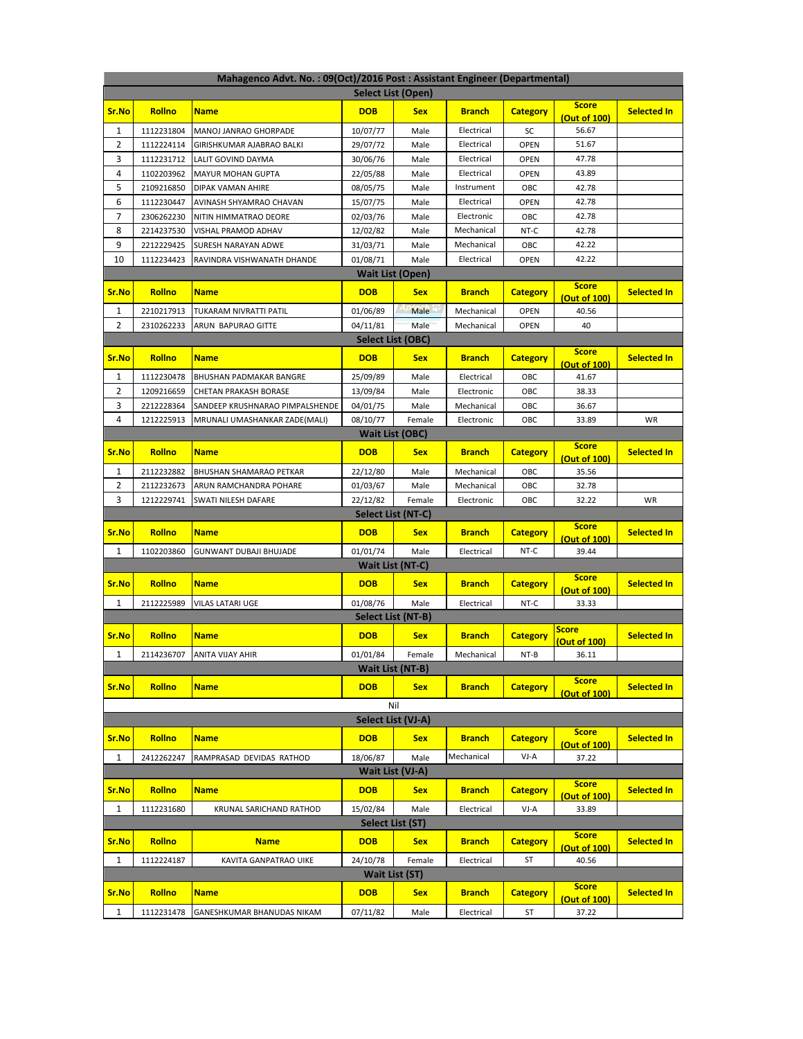## Mahagenco Advt. No. : 09(Oct)/2016 Post : Assistant Engineer (Departmental)

### Select List (Open)

| Sr.No | Rollno | Name | DOB | Sex | Branch | Category | Score (Out of 100) | Selected In |
|---|---|---|---|---|---|---|---|---|
| 1 | 1112231804 | MANOJ JANRAO GHORPADE | 10/07/77 | Male | Electrical | SC | 56.67 | |
| 2 | 1112224114 | GIRISHKUMAR AJABRAO BALKI | 29/07/72 | Male | Electrical | OPEN | 51.67 | |
| 3 | 1112231712 | LALIT GOVIND DAYMA | 30/06/76 | Male | Electrical | OPEN | 47.78 | |
| 4 | 1102203962 | MAYUR MOHAN GUPTA | 22/05/88 | Male | Electrical | OPEN | 43.89 | |
| 5 | 2109216850 | DIPAK VAMAN AHIRE | 08/05/75 | Male | Instrument | OBC | 42.78 | |
| 6 | 1112230447 | AVINASH SHYAMRAO CHAVAN | 15/07/75 | Male | Electrical | OPEN | 42.78 | |
| 7 | 2306262230 | NITIN HIMMATRAO DEORE | 02/03/76 | Male | Electronic | OBC | 42.78 | |
| 8 | 2214237530 | VISHAL PRAMOD ADHAV | 12/02/82 | Male | Mechanical | NT-C | 42.78 | |
| 9 | 2212229425 | SURESH NARAYAN ADWE | 31/03/71 | Male | Mechanical | OBC | 42.22 | |
| 10 | 1112234423 | RAVINDRA VISHWANATH DHANDE | 01/08/71 | Male | Electrical | OPEN | 42.22 | |

### Wait List (Open)

| Sr.No | Rollno | Name | DOB | Sex | Branch | Category | Score (Out of 100) | Selected In |
|---|---|---|---|---|---|---|---|---|
| 1 | 2210217913 | TUKARAM NIVRATTI PATIL | 01/06/89 | Male | Mechanical | OPEN | 40.56 | |
| 2 | 2310262233 | ARUN BAPURAO GITTE | 04/11/81 | Male | Mechanical | OPEN | 40 | |

### Select List (OBC)

| Sr.No | Rollno | Name | DOB | Sex | Branch | Category | Score (Out of 100) | Selected In |
|---|---|---|---|---|---|---|---|---|
| 1 | 1112230478 | BHUSHAN PADMAKAR BANGRE | 25/09/89 | Male | Electrical | OBC | 41.67 | |
| 2 | 1209216659 | CHETAN PRAKASH BORASE | 13/09/84 | Male | Electronic | OBC | 38.33 | |
| 3 | 2212228364 | SANDEEP KRUSHNARAO PIMPALSHENDE | 04/01/75 | Male | Mechanical | OBC | 36.67 | |
| 4 | 1212225913 | MRUNALI UMASHANKAR ZADE(MALI) | 08/10/77 | Female | Electronic | OBC | 33.89 | WR |

### Wait List (OBC)

| Sr.No | Rollno | Name | DOB | Sex | Branch | Category | Score (Out of 100) | Selected In |
|---|---|---|---|---|---|---|---|---|
| 1 | 2112232882 | BHUSHAN SHAMARAO PETKAR | 22/12/80 | Male | Mechanical | OBC | 35.56 | |
| 2 | 2112232673 | ARUN RAMCHANDRA POHARE | 01/03/67 | Male | Mechanical | OBC | 32.78 | |
| 3 | 1212229741 | SWATI NILESH DAFARE | 22/12/82 | Female | Electronic | OBC | 32.22 | WR |

### Select List (NT-C)

| Sr.No | Rollno | Name | DOB | Sex | Branch | Category | Score (Out of 100) | Selected In |
|---|---|---|---|---|---|---|---|---|
| 1 | 1102203860 | GUNWANT DUBAJI BHUJADE | 01/01/74 | Male | Electrical | NT-C | 39.44 | |

### Wait List (NT-C)

| Sr.No | Rollno | Name | DOB | Sex | Branch | Category | Score (Out of 100) | Selected In |
|---|---|---|---|---|---|---|---|---|
| 1 | 2112225989 | VILAS LATARI UGE | 01/08/76 | Male | Electrical | NT-C | 33.33 | |

### Select List (NT-B)

| Sr.No | Rollno | Name | DOB | Sex | Branch | Category | Score (Out of 100) | Selected In |
|---|---|---|---|---|---|---|---|---|
| 1 | 2114236707 | ANITA VIJAY AHIR | 01/01/84 | Female | Mechanical | NT-B | 36.11 | |

### Wait List (NT-B)

| Sr.No | Rollno | Name | DOB | Sex | Branch | Category | Score (Out of 100) | Selected In |
|---|---|---|---|---|---|---|---|---|
| | | | Nil | | | | | |

### Select List (VJ-A)

| Sr.No | Rollno | Name | DOB | Sex | Branch | Category | Score (Out of 100) | Selected In |
|---|---|---|---|---|---|---|---|---|
| 1 | 2412262247 | RAMPRASAD DEVIDAS RATHOD | 18/06/87 | Male | Mechanical | VJ-A | 37.22 | |

### Wait List (VJ-A)

| Sr.No | Rollno | Name | DOB | Sex | Branch | Category | Score (Out of 100) | Selected In |
|---|---|---|---|---|---|---|---|---|
| 1 | 1112231680 | KRUNAL SARICHAND RATHOD | 15/02/84 | Male | Electrical | VJ-A | 33.89 | |

### Select List (ST)

| Sr.No | Rollno | Name | DOB | Sex | Branch | Category | Score (Out of 100) | Selected In |
|---|---|---|---|---|---|---|---|---|
| 1 | 1112224187 | KAVITA GANPATRAO UIKE | 24/10/78 | Female | Electrical | ST | 40.56 | |

### Wait List (ST)

| Sr.No | Rollno | Name | DOB | Sex | Branch | Category | Score (Out of 100) | Selected In |
|---|---|---|---|---|---|---|---|---|
| 1 | 1112231478 | GANESHKUMAR BHANUDAS NIKAM | 07/11/82 | Male | Electrical | ST | 37.22 | |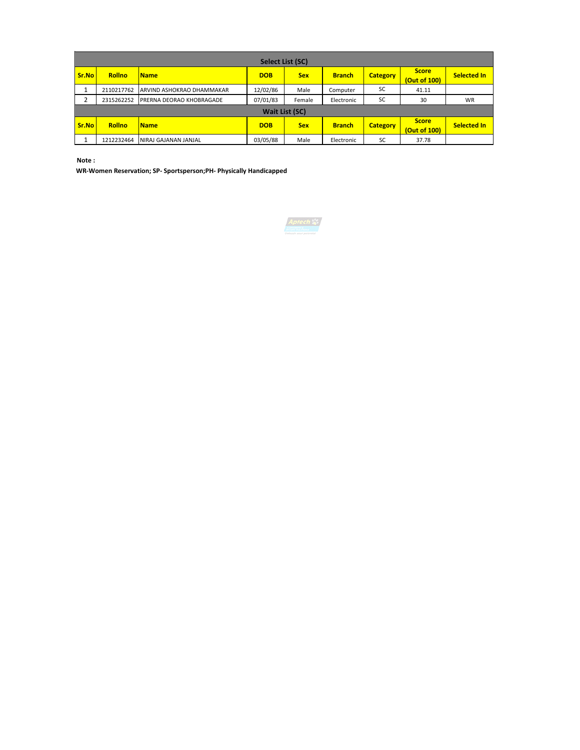| Select List (SC) | | | | | | | | |
|---|---|---|---|---|---|---|---|---|
| **Sr.No** | **Rollno** | **Name** | **DOB** | **Sex** | **Branch** | **Category** | **Score (Out of 100)** | **Selected In** |
| 1 | 2110217762 | ARVIND ASHOKRAO DHAMMAKAR | 12/02/86 | Male | Computer | SC | 41.11 | |
| 2 | 2315262252 | PRERNA DEORAO KHOBRAGADE | 07/01/83 | Female | Electronic | SC | 30 | WR |
| **Wait List (SC)** | | | | | | | | |
| **Sr.No** | **Rollno** | **Name** | **DOB** | **Sex** | **Branch** | **Category** | **Score (Out of 100)** | **Selected In** |
| 1 | 1212232464 | NIRAJ GAJANAN JANJAL | 03/05/88 | Male | Electronic | SC | 37.78 | |

**Note :**

**WR-Women Reservation; SP- Sportsperson;PH- Physically Handicapped**